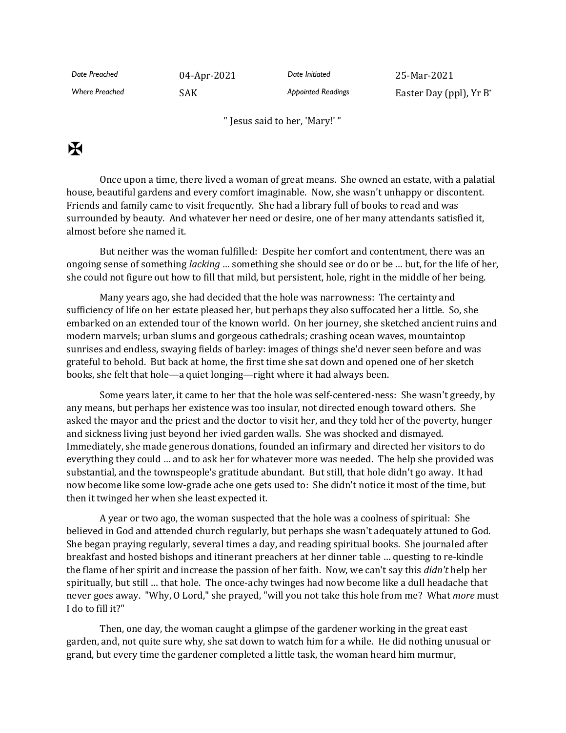| Date Preached | 04-Apr-2021 | Date Initiated | 25-Mar-2021 |
|---|---|---|---|
| Where Preached | SAK | Appointed Readings | Easter Day (ppl), Yr B* |

" Jesus said to her, 'Mary!' "

✠

Once upon a time, there lived a woman of great means. She owned an estate, with a palatial house, beautiful gardens and every comfort imaginable. Now, she wasn't unhappy or discontent. Friends and family came to visit frequently. She had a library full of books to read and was surrounded by beauty. And whatever her need or desire, one of her many attendants satisfied it, almost before she named it.

But neither was the woman fulfilled: Despite her comfort and contentment, there was an ongoing sense of something *lacking* … something she should see or do or be … but, for the life of her, she could not figure out how to fill that mild, but persistent, hole, right in the middle of her being.

Many years ago, she had decided that the hole was narrowness: The certainty and sufficiency of life on her estate pleased her, but perhaps they also suffocated her a little. So, she embarked on an extended tour of the known world. On her journey, she sketched ancient ruins and modern marvels; urban slums and gorgeous cathedrals; crashing ocean waves, mountaintop sunrises and endless, swaying fields of barley: images of things she'd never seen before and was grateful to behold. But back at home, the first time she sat down and opened one of her sketch books, she felt that hole—a quiet longing—right where it had always been.

Some years later, it came to her that the hole was self-centered-ness: She wasn't greedy, by any means, but perhaps her existence was too insular, not directed enough toward others. She asked the mayor and the priest and the doctor to visit her, and they told her of the poverty, hunger and sickness living just beyond her ivied garden walls. She was shocked and dismayed. Immediately, she made generous donations, founded an infirmary and directed her visitors to do everything they could … and to ask her for whatever more was needed. The help she provided was substantial, and the townspeople's gratitude abundant. But still, that hole didn't go away. It had now become like some low-grade ache one gets used to: She didn't notice it most of the time, but then it twinged her when she least expected it.

A year or two ago, the woman suspected that the hole was a coolness of spiritual: She believed in God and attended church regularly, but perhaps she wasn't adequately attuned to God. She began praying regularly, several times a day, and reading spiritual books. She journaled after breakfast and hosted bishops and itinerant preachers at her dinner table … questing to re-kindle the flame of her spirit and increase the passion of her faith. Now, we can't say this *didn't* help her spiritually, but still … that hole. The once-achy twinges had now become like a dull headache that never goes away. "Why, O Lord," she prayed, "will you not take this hole from me? What *more* must I do to fill it?"

Then, one day, the woman caught a glimpse of the gardener working in the great east garden, and, not quite sure why, she sat down to watch him for a while. He did nothing unusual or grand, but every time the gardener completed a little task, the woman heard him murmur,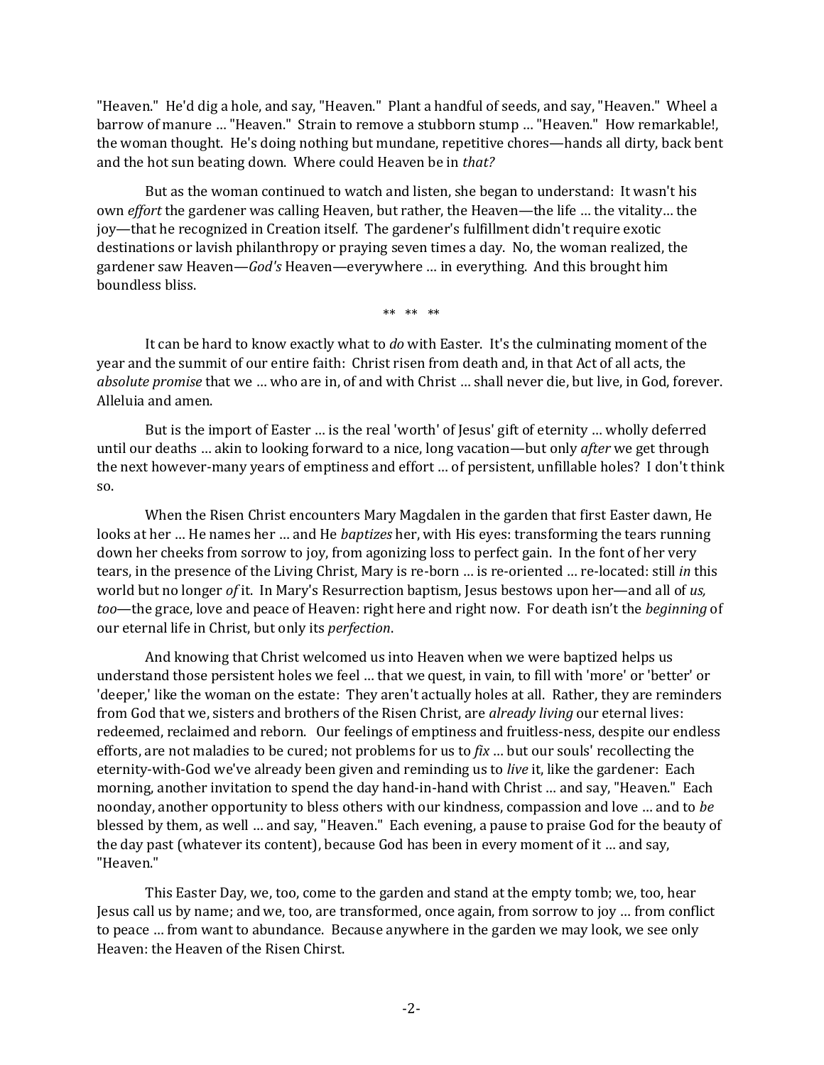"Heaven." He'd dig a hole, and say, "Heaven." Plant a handful of seeds, and say, "Heaven." Wheel a barrow of manure … "Heaven." Strain to remove a stubborn stump … "Heaven." How remarkable!, the woman thought. He's doing nothing but mundane, repetitive chores—hands all dirty, back bent and the hot sun beating down. Where could Heaven be in *that?*

But as the woman continued to watch and listen, she began to understand: It wasn't his own *effort* the gardener was calling Heaven, but rather, the Heaven—the life … the vitality… the joy—that he recognized in Creation itself. The gardener's fulfillment didn't require exotic destinations or lavish philanthropy or praying seven times a day. No, the woman realized, the gardener saw Heaven—*God's* Heaven—everywhere … in everything. And this brought him boundless bliss.

** ** **

It can be hard to know exactly what to *do* with Easter. It's the culminating moment of the year and the summit of our entire faith: Christ risen from death and, in that Act of all acts, the *absolute promise* that we … who are in, of and with Christ … shall never die, but live, in God, forever. Alleluia and amen.

But is the import of Easter … is the real 'worth' of Jesus' gift of eternity … wholly deferred until our deaths … akin to looking forward to a nice, long vacation—but only *after* we get through the next however-many years of emptiness and effort … of persistent, unfillable holes? I don't think so.

When the Risen Christ encounters Mary Magdalen in the garden that first Easter dawn, He looks at her … He names her … and He *baptizes* her, with His eyes: transforming the tears running down her cheeks from sorrow to joy, from agonizing loss to perfect gain. In the font of her very tears, in the presence of the Living Christ, Mary is re-born … is re-oriented … re-located: still *in* this world but no longer *of* it. In Mary's Resurrection baptism, Jesus bestows upon her—and all of *us, too*—the grace, love and peace of Heaven: right here and right now. For death isn't the *beginning* of our eternal life in Christ, but only its *perfection*.

And knowing that Christ welcomed us into Heaven when we were baptized helps us understand those persistent holes we feel … that we quest, in vain, to fill with 'more' or 'better' or 'deeper,' like the woman on the estate: They aren't actually holes at all. Rather, they are reminders from God that we, sisters and brothers of the Risen Christ, are *already living* our eternal lives: redeemed, reclaimed and reborn. Our feelings of emptiness and fruitless-ness, despite our endless efforts, are not maladies to be cured; not problems for us to *fix* … but our souls' recollecting the eternity-with-God we've already been given and reminding us to *live* it, like the gardener: Each morning, another invitation to spend the day hand-in-hand with Christ … and say, "Heaven." Each noonday, another opportunity to bless others with our kindness, compassion and love … and to *be* blessed by them, as well … and say, "Heaven." Each evening, a pause to praise God for the beauty of the day past (whatever its content), because God has been in every moment of it … and say, "Heaven."

This Easter Day, we, too, come to the garden and stand at the empty tomb; we, too, hear Jesus call us by name; and we, too, are transformed, once again, from sorrow to joy … from conflict to peace … from want to abundance. Because anywhere in the garden we may look, we see only Heaven: the Heaven of the Risen Chirst.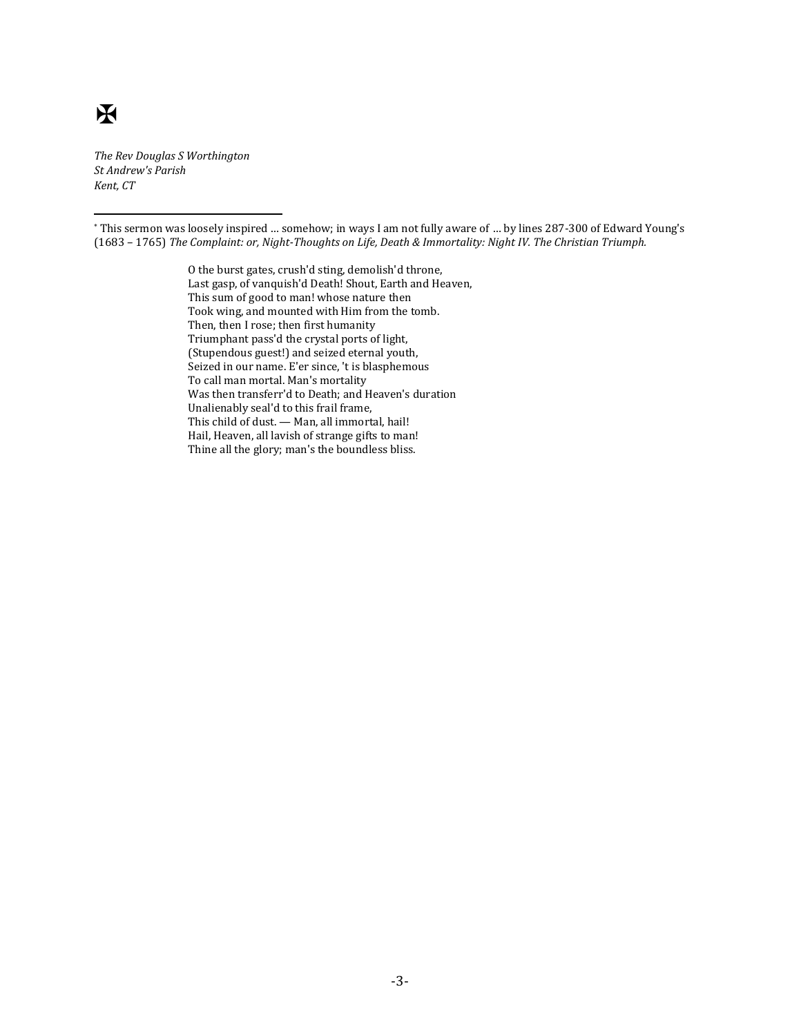✠

*The Rev Douglas S Worthington*
*St Andrew's Parish*
*Kent, CT*

---

* This sermon was loosely inspired … somehow; in ways I am not fully aware of … by lines 287-300 of Edward Young's (1683 – 1765) *The Complaint: or, Night-Thoughts on Life, Death & Immortality: Night IV. The Christian Triumph.*

> O the burst gates, crush'd sting, demolish'd throne,
> Last gasp, of vanquish'd Death! Shout, Earth and Heaven,
> This sum of good to man! whose nature then
> Took wing, and mounted with Him from the tomb.
> Then, then I rose; then first humanity
> Triumphant pass'd the crystal ports of light,
> (Stupendous guest!) and seized eternal youth,
> Seized in our name. E'er since, 't is blasphemous
> To call man mortal. Man's mortality
> Was then transferr'd to Death; and Heaven's duration
> Unalienably seal'd to this frail frame,
> This child of dust. — Man, all immortal, hail!
> Hail, Heaven, all lavish of strange gifts to man!
> Thine all the glory; man's the boundless bliss.